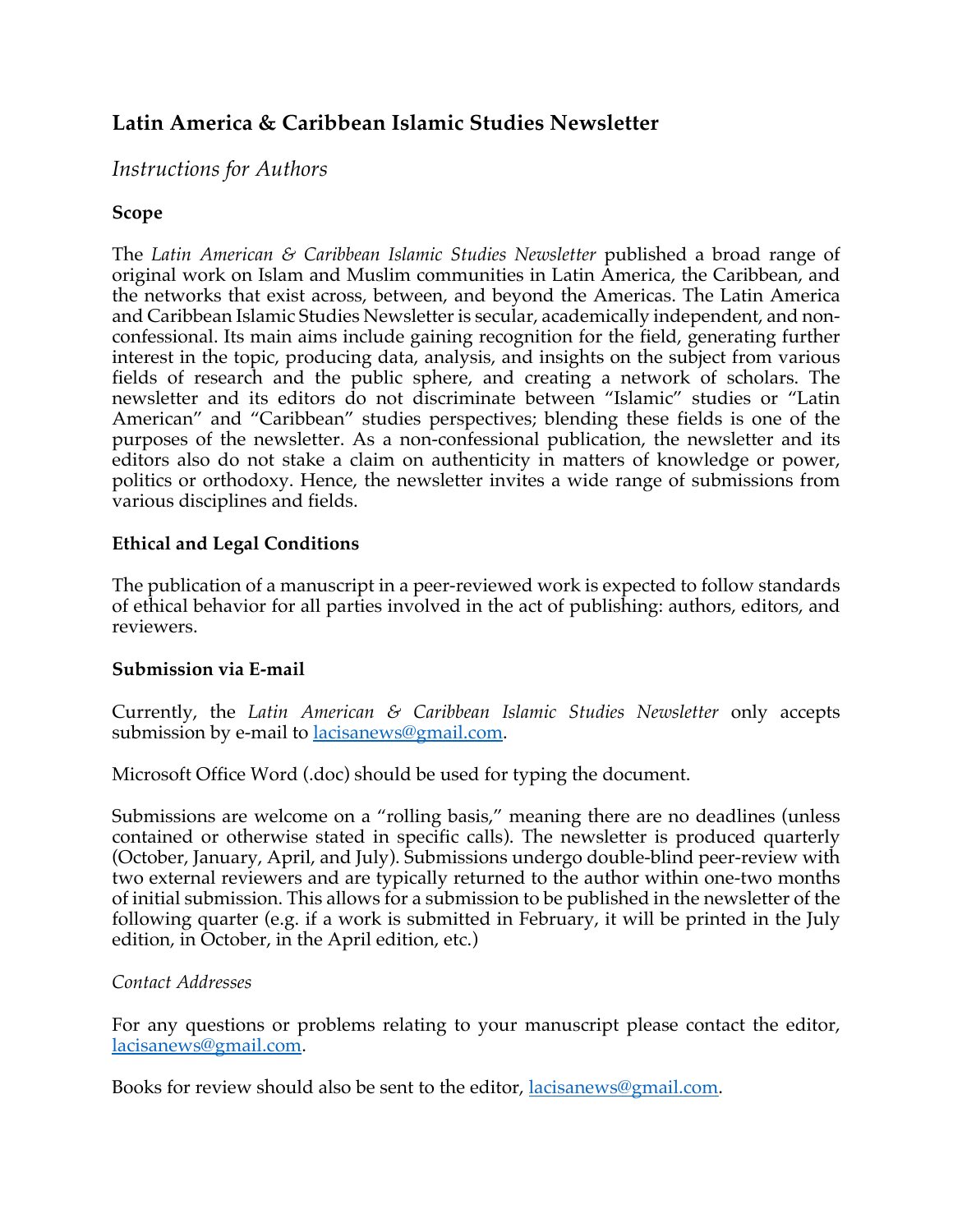# Latin America & Caribbean Islamic Studies Newsletter

*Instructions for Authors*

**Scope**

The *Latin American & Caribbean Islamic Studies Newsletter* published a broad range of original work on Islam and Muslim communities in Latin America, the Caribbean, and the networks that exist across, between, and beyond the Americas. The Latin America and Caribbean Islamic Studies Newsletter is secular, academically independent, and non-confessional. Its main aims include gaining recognition for the field, generating further interest in the topic, producing data, analysis, and insights on the subject from various fields of research and the public sphere, and creating a network of scholars. The newsletter and its editors do not discriminate between "Islamic" studies or "Latin American" and "Caribbean" studies perspectives; blending these fields is one of the purposes of the newsletter. As a non-confessional publication, the newsletter and its editors also do not stake a claim on authenticity in matters of knowledge or power, politics or orthodoxy. Hence, the newsletter invites a wide range of submissions from various disciplines and fields.

**Ethical and Legal Conditions**

The publication of a manuscript in a peer-reviewed work is expected to follow standards of ethical behavior for all parties involved in the act of publishing: authors, editors, and reviewers.

**Submission via E-mail**

Currently, the *Latin American & Caribbean Islamic Studies Newsletter* only accepts submission by e-mail to lacisanews@gmail.com.

Microsoft Office Word (.doc) should be used for typing the document.

Submissions are welcome on a "rolling basis," meaning there are no deadlines (unless contained or otherwise stated in specific calls). The newsletter is produced quarterly (October, January, April, and July). Submissions undergo double-blind peer-review with two external reviewers and are typically returned to the author within one-two months of initial submission. This allows for a submission to be published in the newsletter of the following quarter (e.g. if a work is submitted in February, it will be printed in the July edition, in October, in the April edition, etc.)

*Contact Addresses*

For any questions or problems relating to your manuscript please contact the editor, lacisanews@gmail.com.

Books for review should also be sent to the editor, lacisanews@gmail.com.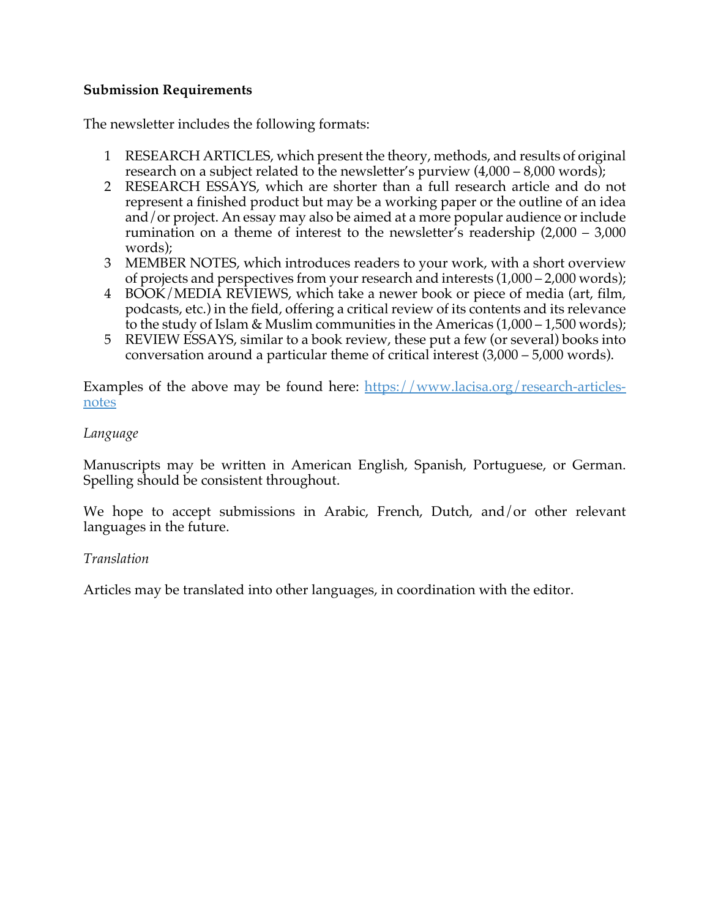**Submission Requirements**

The newsletter includes the following formats:

1. RESEARCH ARTICLES, which present the theory, methods, and results of original research on a subject related to the newsletter's purview (4,000 – 8,000 words);
2. RESEARCH ESSAYS, which are shorter than a full research article and do not represent a finished product but may be a working paper or the outline of an idea and/or project. An essay may also be aimed at a more popular audience or include rumination on a theme of interest to the newsletter's readership (2,000 – 3,000 words);
3. MEMBER NOTES, which introduces readers to your work, with a short overview of projects and perspectives from your research and interests (1,000 – 2,000 words);
4. BOOK/MEDIA REVIEWS, which take a newer book or piece of media (art, film, podcasts, etc.) in the field, offering a critical review of its contents and its relevance to the study of Islam & Muslim communities in the Americas (1,000 – 1,500 words);
5. REVIEW ESSAYS, similar to a book review, these put a few (or several) books into conversation around a particular theme of critical interest (3,000 – 5,000 words).

Examples of the above may be found here: [https://www.lacisa.org/research-articles-notes](https://www.lacisa.org/research-articles-notes)

*Language*

Manuscripts may be written in American English, Spanish, Portuguese, or German. Spelling should be consistent throughout.

We hope to accept submissions in Arabic, French, Dutch, and/or other relevant languages in the future.

*Translation*

Articles may be translated into other languages, in coordination with the editor.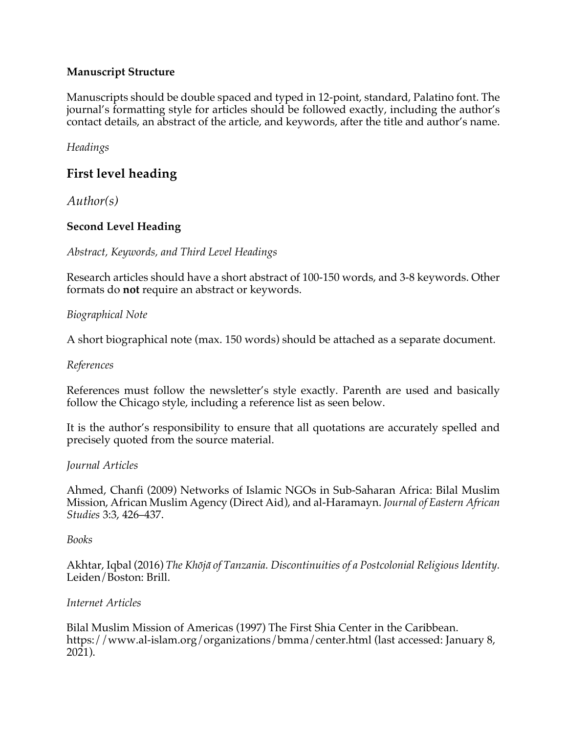**Manuscript Structure**

Manuscripts should be double spaced and typed in 12-point, standard, Palatino font. The journal's formatting style for articles should be followed exactly, including the author's contact details, an abstract of the article, and keywords, after the title and author's name.

*Headings*

## First level heading

*Author(s)*

**Second Level Heading**

*Abstract, Keywords, and Third Level Headings*

Research articles should have a short abstract of 100-150 words, and 3-8 keywords. Other formats do **not** require an abstract or keywords.

*Biographical Note*

A short biographical note (max. 150 words) should be attached as a separate document.

*References*

References must follow the newsletter's style exactly. Parenth are used and basically follow the Chicago style, including a reference list as seen below.

It is the author's responsibility to ensure that all quotations are accurately spelled and precisely quoted from the source material.

*Journal Articles*

Ahmed, Chanfi (2009) Networks of Islamic NGOs in Sub-Saharan Africa: Bilal Muslim Mission, African Muslim Agency (Direct Aid), and al-Haramayn. *Journal of Eastern African Studies* 3:3, 426–437.

*Books*

Akhtar, Iqbal (2016) *The Khōjā of Tanzania. Discontinuities of a Postcolonial Religious Identity.* Leiden/Boston: Brill.

*Internet Articles*

Bilal Muslim Mission of Americas (1997) The First Shia Center in the Caribbean. https://www.al-islam.org/organizations/bmma/center.html (last accessed: January 8, 2021).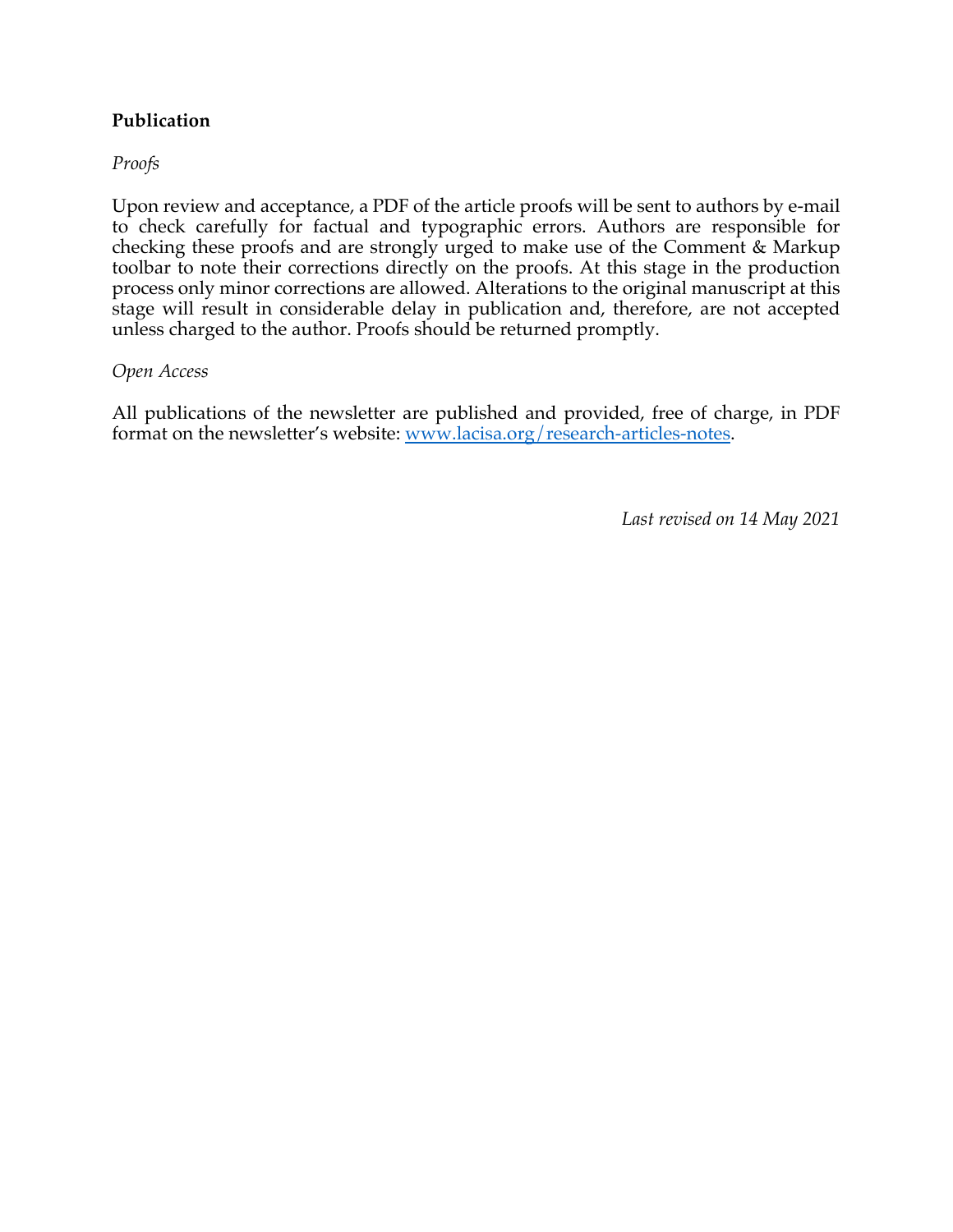**Publication**

*Proofs*

Upon review and acceptance, a PDF of the article proofs will be sent to authors by e-mail to check carefully for factual and typographic errors. Authors are responsible for checking these proofs and are strongly urged to make use of the Comment & Markup toolbar to note their corrections directly on the proofs. At this stage in the production process only minor corrections are allowed. Alterations to the original manuscript at this stage will result in considerable delay in publication and, therefore, are not accepted unless charged to the author. Proofs should be returned promptly.

*Open Access*

All publications of the newsletter are published and provided, free of charge, in PDF format on the newsletter's website: [www.lacisa.org/research-articles-notes](http://www.lacisa.org/research-articles-notes).

*Last revised on 14 May 2021*